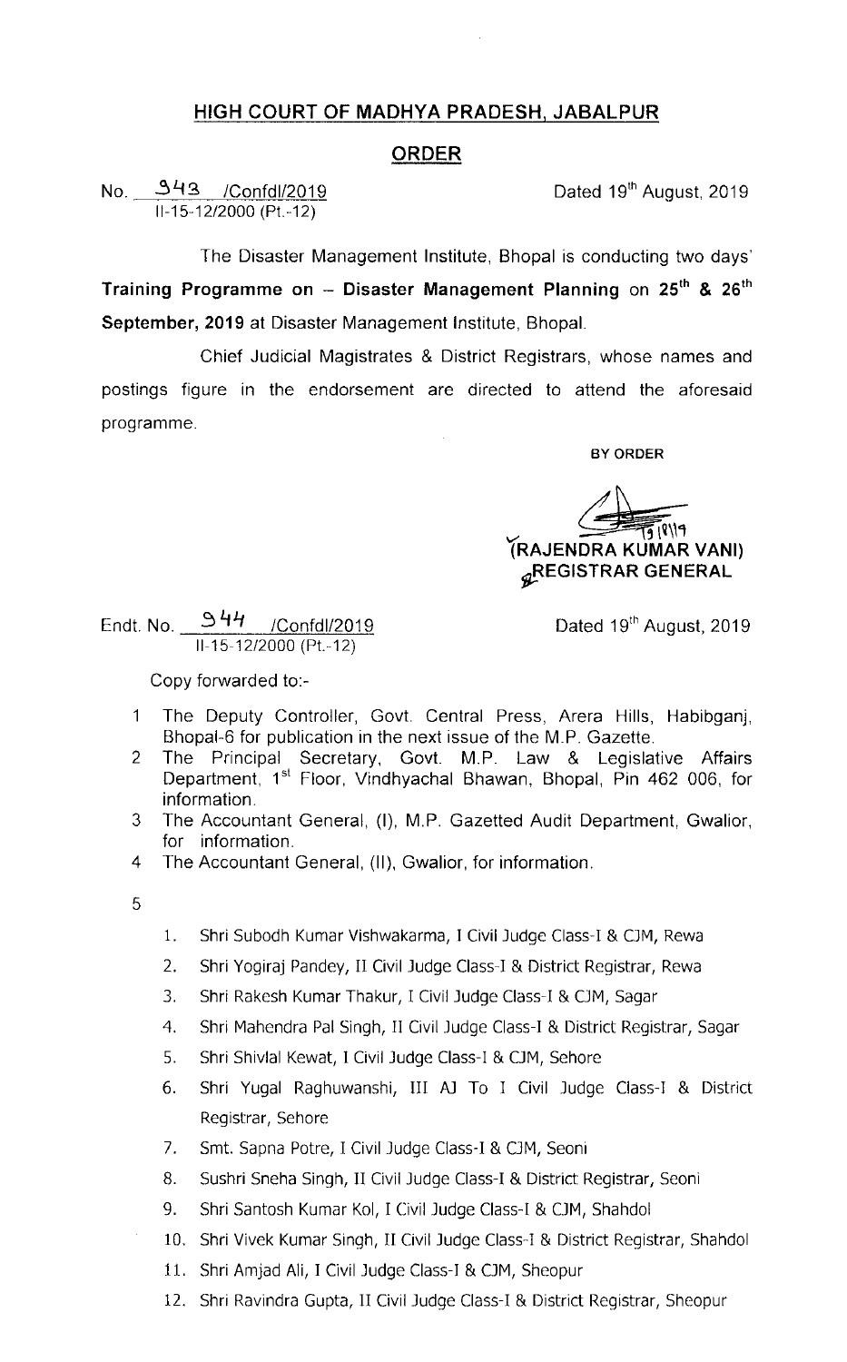## HIGH COURT OF MADHYA PRADESH, JABALPUR

## ORDER

No. 343 /Confdl/2019
II-15-12/2000 (Pt.-12)

Dated 19th August, 2019

The Disaster Management Institute, Bhopal is conducting two days' **Training Programme on – Disaster Management Planning** on **25th & 26th September, 2019** at Disaster Management Institute, Bhopal.

Chief Judicial Magistrates & District Registrars, whose names and postings figure in the endorsement are directed to attend the aforesaid programme.

BY ORDER

(RAJENDRA KUMAR VANI)
REGISTRAR GENERAL

Endt. No. 344 /Confdl/2019
II-15-12/2000 (Pt.-12)

Dated 19th August, 2019

Copy forwarded to:-

1 The Deputy Controller, Govt. Central Press, Arera Hills, Habibganj, Bhopal-6 for publication in the next issue of the M.P. Gazette.
2 The Principal Secretary, Govt. M.P. Law & Legislative Affairs Department, 1st Floor, Vindhyachal Bhawan, Bhopal, Pin 462 006, for information.
3 The Accountant General, (I), M.P. Gazetted Audit Department, Gwalior, for information.
4 The Accountant General, (II), Gwalior, for information.
5

1. Shri Subodh Kumar Vishwakarma, I Civil Judge Class-I & CJM, Rewa
2. Shri Yogiraj Pandey, II Civil Judge Class-I & District Registrar, Rewa
3. Shri Rakesh Kumar Thakur, I Civil Judge Class-I & CJM, Sagar
4. Shri Mahendra Pal Singh, II Civil Judge Class-I & District Registrar, Sagar
5. Shri Shivlal Kewat, I Civil Judge Class-I & CJM, Sehore
6. Shri Yugal Raghuwanshi, III AJ To I Civil Judge Class-I & District Registrar, Sehore
7. Smt. Sapna Potre, I Civil Judge Class-I & CJM, Seoni
8. Sushri Sneha Singh, II Civil Judge Class-I & District Registrar, Seoni
9. Shri Santosh Kumar Kol, I Civil Judge Class-I & CJM, Shahdol
10. Shri Vivek Kumar Singh, II Civil Judge Class-I & District Registrar, Shahdol
11. Shri Amjad Ali, I Civil Judge Class-I & CJM, Sheopur
12. Shri Ravindra Gupta, II Civil Judge Class-I & District Registrar, Sheopur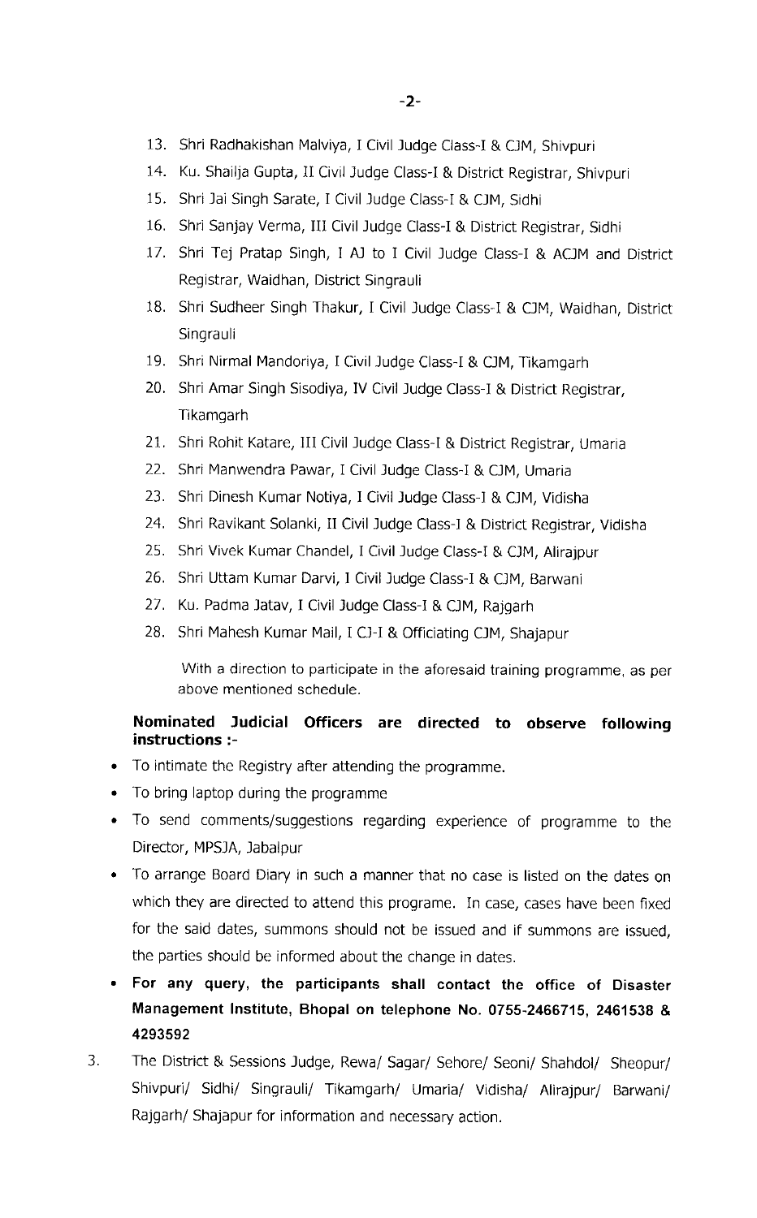13. Shri Radhakishan Malviya, I Civil Judge Class-I & CJM, Shivpuri
14. Ku. Shailja Gupta, II Civil Judge Class-I & District Registrar, Shivpuri
15. Shri Jai Singh Sarate, I Civil Judge Class-I & CJM, Sidhi
16. Shri Sanjay Verma, III Civil Judge Class-I & District Registrar, Sidhi
17. Shri Tej Pratap Singh, I AJ to I Civil Judge Class-I & ACJM and District Registrar, Waidhan, District Singrauli
18. Shri Sudheer Singh Thakur, I Civil Judge Class-I & CJM, Waidhan, District Singrauli
19. Shri Nirmal Mandoriya, I Civil Judge Class-I & CJM, Tikamgarh
20. Shri Amar Singh Sisodiya, IV Civil Judge Class-I & District Registrar, Tikamgarh
21. Shri Rohit Katare, III Civil Judge Class-I & District Registrar, Umaria
22. Shri Manwendra Pawar, I Civil Judge Class-I & CJM, Umaria
23. Shri Dinesh Kumar Notiya, I Civil Judge Class-I & CJM, Vidisha
24. Shri Ravikant Solanki, II Civil Judge Class-I & District Registrar, Vidisha
25. Shri Vivek Kumar Chandel, I Civil Judge Class-I & CJM, Alirajpur
26. Shri Uttam Kumar Darvi, I Civil Judge Class-I & CJM, Barwani
27. Ku. Padma Jatav, I Civil Judge Class-I & CJM, Rajgarh
28. Shri Mahesh Kumar Mail, I CJ-I & Officiating CJM, Shajapur

With a direction to participate in the aforesaid training programme, as per above mentioned schedule.

**Nominated Judicial Officers are directed to observe following instructions :-**

- To intimate the Registry after attending the programme.
- To bring laptop during the programme
- To send comments/suggestions regarding experience of programme to the Director, MPSJA, Jabalpur
- To arrange Board Diary in such a manner that no case is listed on the dates on which they are directed to attend this programe. In case, cases have been fixed for the said dates, summons should not be issued and if summons are issued, the parties should be informed about the change in dates.
- **For any query, the participants shall contact the office of Disaster Management Institute, Bhopal on telephone No. 0755-2466715, 2461538 & 4293592**

3. The District & Sessions Judge, Rewa/ Sagar/ Sehore/ Seoni/ Shahdol/ Sheopur/ Shivpuri/ Sidhi/ Singrauli/ Tikamgarh/ Umaria/ Vidisha/ Alirajpur/ Barwani/ Rajgarh/ Shajapur for information and necessary action.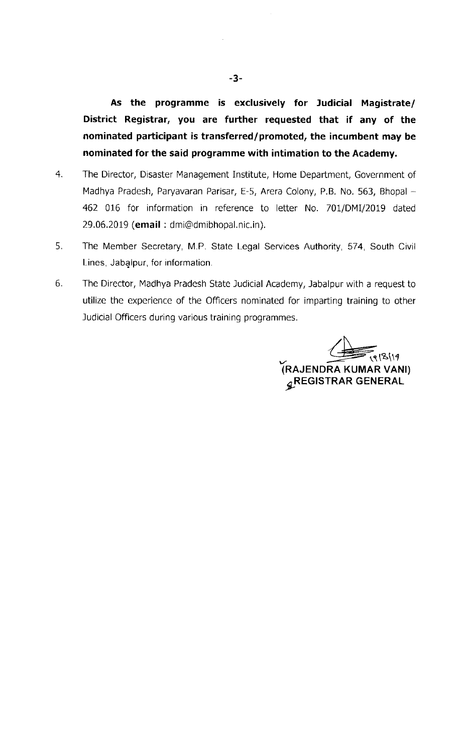**As the programme is exclusively for Judicial Magistrate/ District Registrar, you are further requested that if any of the nominated participant is transferred/promoted, the incumbent may be nominated for the said programme with intimation to the Academy.**

4. The Director, Disaster Management Institute, Home Department, Government of Madhya Pradesh, Paryavaran Parisar, E-5, Arera Colony, P.B. No. 563, Bhopal – 462 016 for information in reference to letter No. 701/DMI/2019 dated 29.06.2019 (**email** : dmi@dmibhopal.nic.in).

5. The Member Secretary, M.P. State Legal Services Authority, 574, South Civil Lines, Jabalpur, for information.

6. The Director, Madhya Pradesh State Judicial Academy, Jabalpur with a request to utilize the experience of the Officers nominated for imparting training to other Judicial Officers during various training programmes.

19/8/19

**(RAJENDRA KUMAR VANI)**
**REGISTRAR GENERAL**